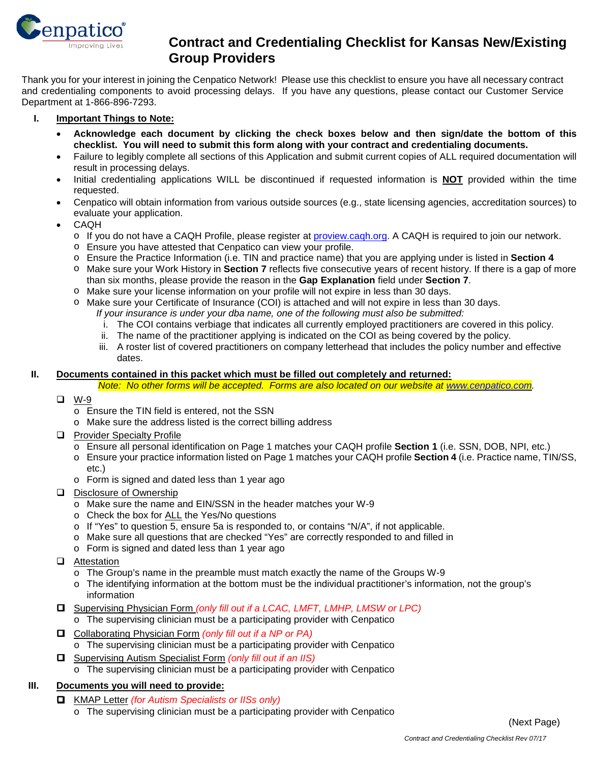Cenpatico Improving Lives

# Contract and Credentialing Checklist for Kansas New/Existing Group Providers

Thank you for your interest in joining the Cenpatico Network! Please use this checklist to ensure you have all necessary contract and credentialing components to avoid processing delays. If you have any questions, please contact our Customer Service Department at 1-866-896-7293.

## I. Important Things to Note:

- **Acknowledge each document by clicking the check boxes below and then sign/date the bottom of this checklist. You will need to submit this form along with your contract and credentialing documents.**
- Failure to legibly complete all sections of this Application and submit current copies of ALL required documentation will result in processing delays.
- Initial credentialing applications WILL be discontinued if requested information is **NOT** provided within the time requested.
- Cenpatico will obtain information from various outside sources (e.g., state licensing agencies, accreditation sources) to evaluate your application.
- CAQH
  - If you do not have a CAQH Profile, please register at proview.caqh.org. A CAQH is required to join our network.
  - Ensure you have attested that Cenpatico can view your profile.
  - Ensure the Practice Information (i.e. TIN and practice name) that you are applying under is listed in **Section 4**
  - Make sure your Work History in **Section 7** reflects five consecutive years of recent history. If there is a gap of more than six months, please provide the reason in the **Gap Explanation** field under **Section 7**.
  - Make sure your license information on your profile will not expire in less than 30 days.
  - Make sure your Certificate of Insurance (COI) is attached and will not expire in less than 30 days.

    *If your insurance is under your dba name, one of the following must also be submitted:*

    i. The COI contains verbiage that indicates all currently employed practitioners are covered in this policy.
    ii. The name of the practitioner applying is indicated on the COI as being covered by the policy.
    iii. A roster list of covered practitioners on company letterhead that includes the policy number and effective dates.

## II. Documents contained in this packet which must be filled out completely and returned:

*Note: No other forms will be accepted. Forms are also located on our website at www.cenpatico.com.*

- ☐ W-9
  - Ensure the TIN field is entered, not the SSN
  - Make sure the address listed is the correct billing address
- ☐ Provider Specialty Profile
  - Ensure all personal identification on Page 1 matches your CAQH profile **Section 1** (i.e. SSN, DOB, NPI, etc.)
  - Ensure your practice information listed on Page 1 matches your CAQH profile **Section 4** (i.e. Practice name, TIN/SS, etc.)
  - Form is signed and dated less than 1 year ago
- ☐ Disclosure of Ownership
  - Make sure the name and EIN/SSN in the header matches your W-9
  - Check the box for ALL the Yes/No questions
  - If "Yes" to question 5, ensure 5a is responded to, or contains "N/A", if not applicable.
  - Make sure all questions that are checked "Yes" are correctly responded to and filled in
  - Form is signed and dated less than 1 year ago
- ☐ Attestation
  - The Group's name in the preamble must match exactly the name of the Groups W-9
  - The identifying information at the bottom must be the individual practitioner's information, not the group's information
- ☐ Supervising Physician Form *(only fill out if a LCAC, LMFT, LMHP, LMSW or LPC)*
  - The supervising clinician must be a participating provider with Cenpatico
- ☐ Collaborating Physician Form *(only fill out if a NP or PA)*
  - The supervising clinician must be a participating provider with Cenpatico
- ☐ Supervising Autism Specialist Form *(only fill out if an IIS)*
  - The supervising clinician must be a participating provider with Cenpatico

## III. Documents you will need to provide:

- ☐ KMAP Letter *(for Autism Specialists or IISs only)*
  - The supervising clinician must be a participating provider with Cenpatico

(Next Page)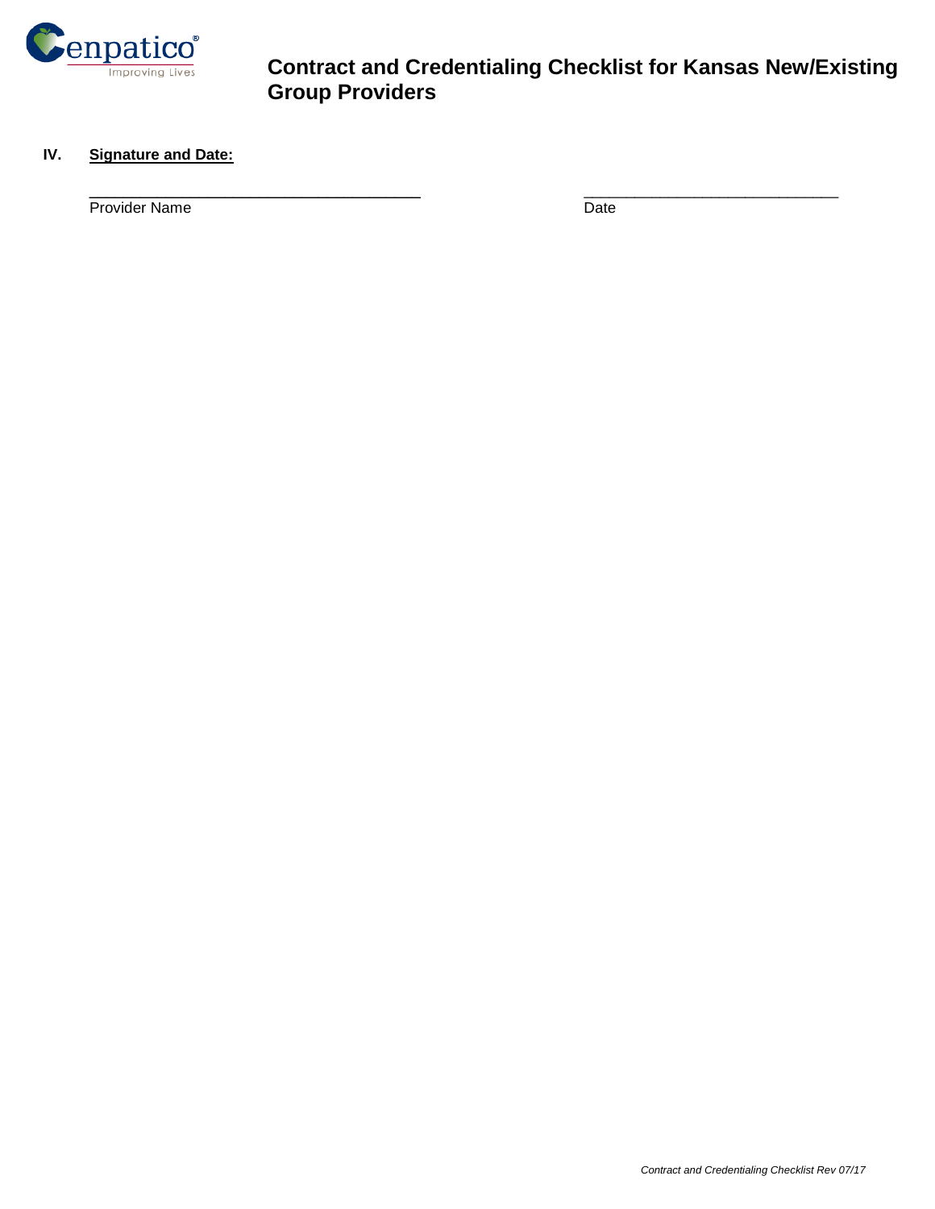# Contract and Credentialing Checklist for Kansas New/Existing Group Providers

**IV. Signature and Date:**

_______________________________________ &nbsp;&nbsp;&nbsp;&nbsp;&nbsp;&nbsp;&nbsp;&nbsp; ______________________________

Provider Name &nbsp;&nbsp;&nbsp;&nbsp;&nbsp;&nbsp;&nbsp;&nbsp;&nbsp;&nbsp;&nbsp;&nbsp;&nbsp;&nbsp;&nbsp;&nbsp;&nbsp;&nbsp;&nbsp;&nbsp;&nbsp;&nbsp;&nbsp;&nbsp;&nbsp;&nbsp;&nbsp;&nbsp;&nbsp;&nbsp;&nbsp;&nbsp; Date

*Contract and Credentialing Checklist Rev 07/17*